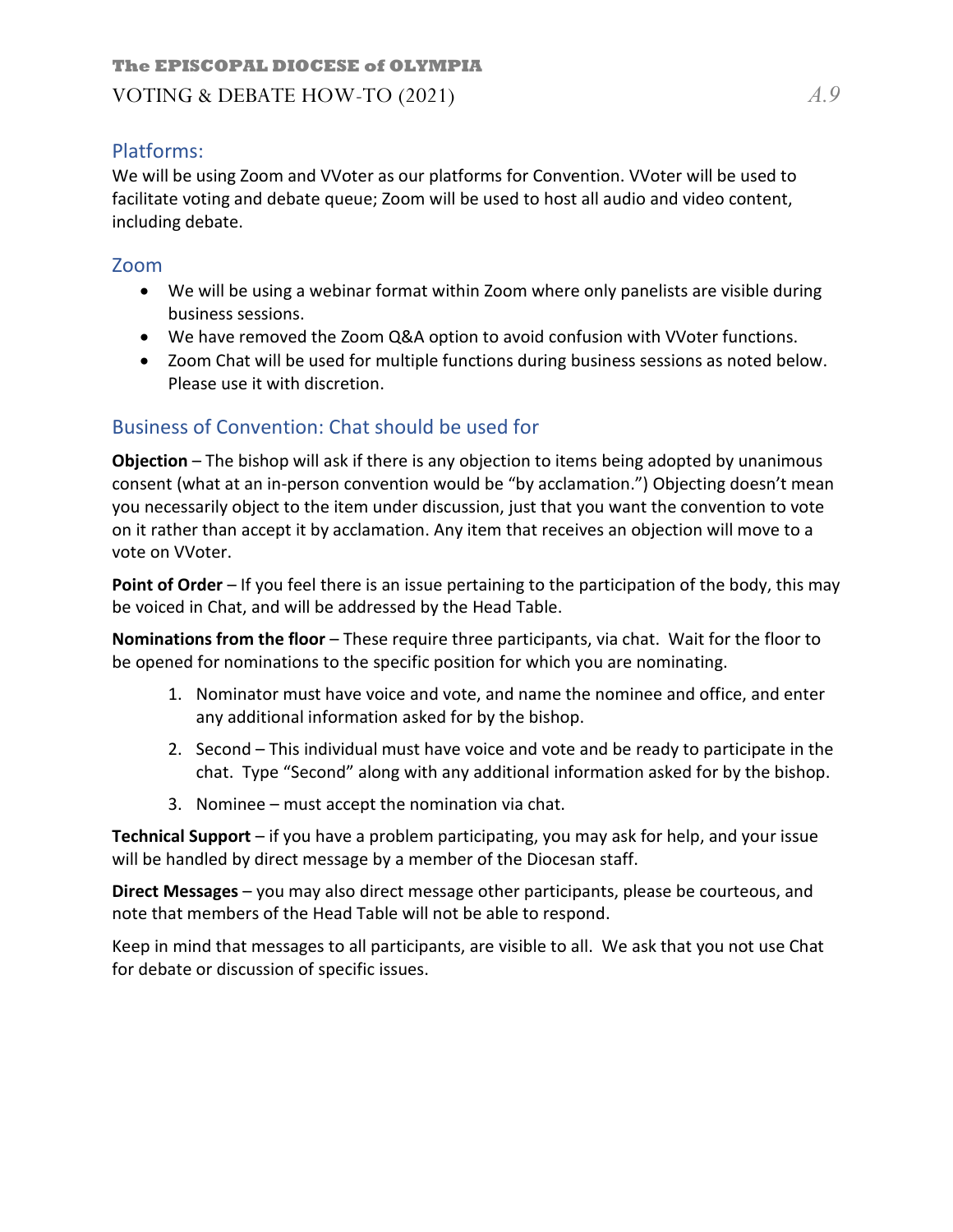## Platforms:

We will be using Zoom and VVoter as our platforms for Convention. VVoter will be used to facilitate voting and debate queue; Zoom will be used to host all audio and video content, including debate.

## Zoom

- We will be using a webinar format within Zoom where only panelists are visible during business sessions.
- We have removed the Zoom Q&A option to avoid confusion with VVoter functions.
- Zoom Chat will be used for multiple functions during business sessions as noted below. Please use it with discretion.

## Business of Convention: Chat should be used for

**Objection** – The bishop will ask if there is any objection to items being adopted by unanimous consent (what at an in-person convention would be "by acclamation.") Objecting doesn't mean you necessarily object to the item under discussion, just that you want the convention to vote on it rather than accept it by acclamation. Any item that receives an objection will move to a vote on VVoter.

**Point of Order** – If you feel there is an issue pertaining to the participation of the body, this may be voiced in Chat, and will be addressed by the Head Table.

**Nominations from the floor** – These require three participants, via chat. Wait for the floor to be opened for nominations to the specific position for which you are nominating.

1. Nominator must have voice and vote, and name the nominee and office, and enter any additional information asked for by the bishop.
2. Second – This individual must have voice and vote and be ready to participate in the chat. Type "Second" along with any additional information asked for by the bishop.
3. Nominee – must accept the nomination via chat.

**Technical Support** – if you have a problem participating, you may ask for help, and your issue will be handled by direct message by a member of the Diocesan staff.

**Direct Messages** – you may also direct message other participants, please be courteous, and note that members of the Head Table will not be able to respond.

Keep in mind that messages to all participants, are visible to all. We ask that you not use Chat for debate or discussion of specific issues.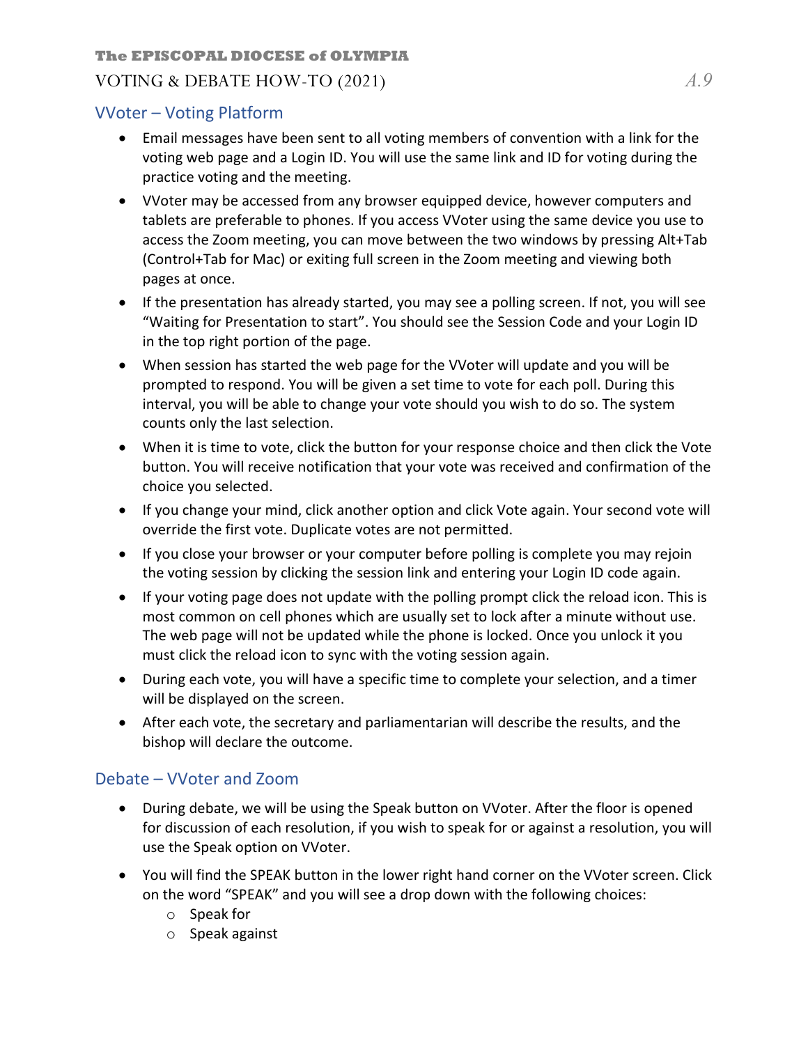## VVoter – Voting Platform

- Email messages have been sent to all voting members of convention with a link for the voting web page and a Login ID. You will use the same link and ID for voting during the practice voting and the meeting.
- VVoter may be accessed from any browser equipped device, however computers and tablets are preferable to phones. If you access VVoter using the same device you use to access the Zoom meeting, you can move between the two windows by pressing Alt+Tab (Control+Tab for Mac) or exiting full screen in the Zoom meeting and viewing both pages at once.
- If the presentation has already started, you may see a polling screen. If not, you will see "Waiting for Presentation to start". You should see the Session Code and your Login ID in the top right portion of the page.
- When session has started the web page for the VVoter will update and you will be prompted to respond. You will be given a set time to vote for each poll. During this interval, you will be able to change your vote should you wish to do so. The system counts only the last selection.
- When it is time to vote, click the button for your response choice and then click the Vote button. You will receive notification that your vote was received and confirmation of the choice you selected.
- If you change your mind, click another option and click Vote again. Your second vote will override the first vote. Duplicate votes are not permitted.
- If you close your browser or your computer before polling is complete you may rejoin the voting session by clicking the session link and entering your Login ID code again.
- If your voting page does not update with the polling prompt click the reload icon. This is most common on cell phones which are usually set to lock after a minute without use. The web page will not be updated while the phone is locked. Once you unlock it you must click the reload icon to sync with the voting session again.
- During each vote, you will have a specific time to complete your selection, and a timer will be displayed on the screen.
- After each vote, the secretary and parliamentarian will describe the results, and the bishop will declare the outcome.

## Debate – VVoter and Zoom

- During debate, we will be using the Speak button on VVoter. After the floor is opened for discussion of each resolution, if you wish to speak for or against a resolution, you will use the Speak option on VVoter.
- You will find the SPEAK button in the lower right hand corner on the VVoter screen. Click on the word "SPEAK" and you will see a drop down with the following choices:
  - Speak for
  - Speak against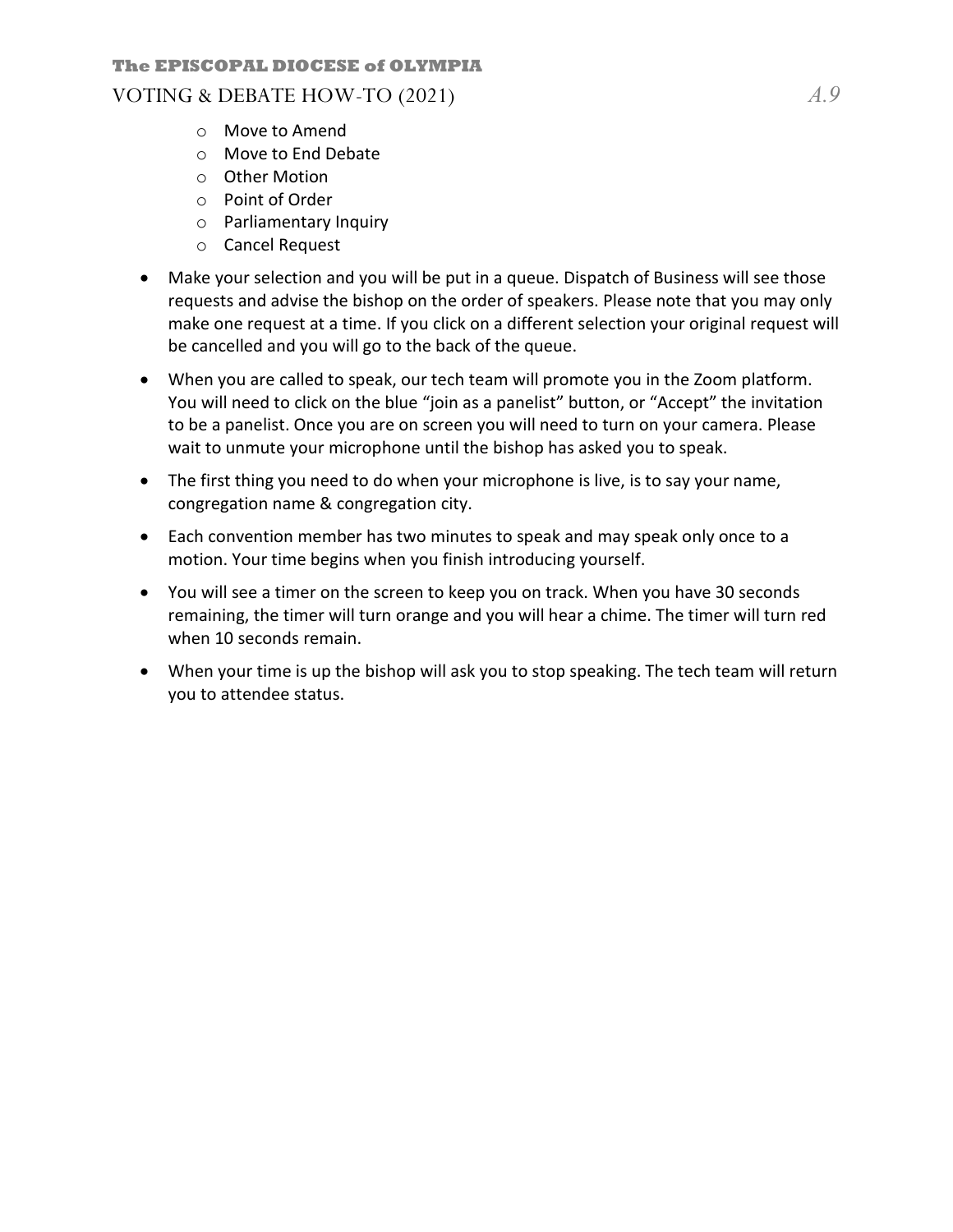- Move to Amend
   - Move to End Debate
   - Other Motion
   - Point of Order
   - Parliamentary Inquiry
   - Cancel Request

- Make your selection and you will be put in a queue. Dispatch of Business will see those requests and advise the bishop on the order of speakers. Please note that you may only make one request at a time. If you click on a different selection your original request will be cancelled and you will go to the back of the queue.
- When you are called to speak, our tech team will promote you in the Zoom platform. You will need to click on the blue “join as a panelist” button, or “Accept” the invitation to be a panelist. Once you are on screen you will need to turn on your camera. Please wait to unmute your microphone until the bishop has asked you to speak.
- The first thing you need to do when your microphone is live, is to say your name, congregation name & congregation city.
- Each convention member has two minutes to speak and may speak only once to a motion. Your time begins when you finish introducing yourself.
- You will see a timer on the screen to keep you on track. When you have 30 seconds remaining, the timer will turn orange and you will hear a chime. The timer will turn red when 10 seconds remain.
- When your time is up the bishop will ask you to stop speaking. The tech team will return you to attendee status.